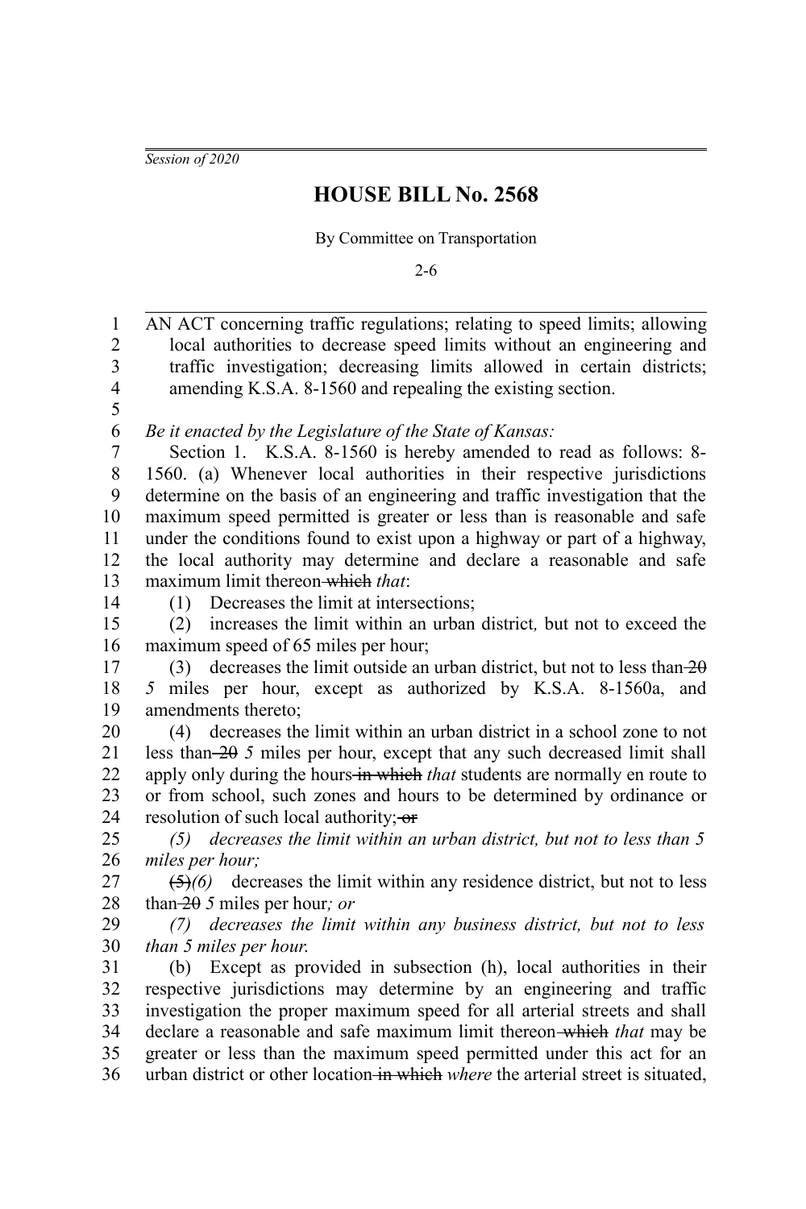*Session of 2020*

# HOUSE BILL No. 2568

By Committee on Transportation

2-6

AN ACT concerning traffic regulations; relating to speed limits; allowing local authorities to decrease speed limits without an engineering and traffic investigation; decreasing limits allowed in certain districts; amending K.S.A. 8-1560 and repealing the existing section.

*Be it enacted by the Legislature of the State of Kansas:*

Section 1. K.S.A. 8-1560 is hereby amended to read as follows: 8-1560. (a) Whenever local authorities in their respective jurisdictions determine on the basis of an engineering and traffic investigation that the maximum speed permitted is greater or less than is reasonable and safe under the conditions found to exist upon a highway or part of a highway, the local authority may determine and declare a reasonable and safe maximum limit thereon ~~which~~ *that*:

(1) Decreases the limit at intersections;

(2) increases the limit within an urban district*,* but not to exceed the maximum speed of 65 miles per hour;

(3) decreases the limit outside an urban district, but not to less than ~~20~~ *5* miles per hour, except as authorized by K.S.A. 8-1560a, and amendments thereto;

(4) decreases the limit within an urban district in a school zone to not less than ~~20~~ *5* miles per hour, except that any such decreased limit shall apply only during the hours ~~in which~~ *that* students are normally en route to or from school, such zones and hours to be determined by ordinance or resolution of such local authority; ~~or~~

*(5) decreases the limit within an urban district, but not to less than 5 miles per hour;*

~~(5)~~*(6)* decreases the limit within any residence district, but not to less than ~~20~~ *5* miles per hour*; or*

*(7) decreases the limit within any business district, but not to less than 5 miles per hour.*

(b) Except as provided in subsection (h), local authorities in their respective jurisdictions may determine by an engineering and traffic investigation the proper maximum speed for all arterial streets and shall declare a reasonable and safe maximum limit thereon ~~which~~ *that* may be greater or less than the maximum speed permitted under this act for an urban district or other location ~~in which~~ *where* the arterial street is situated,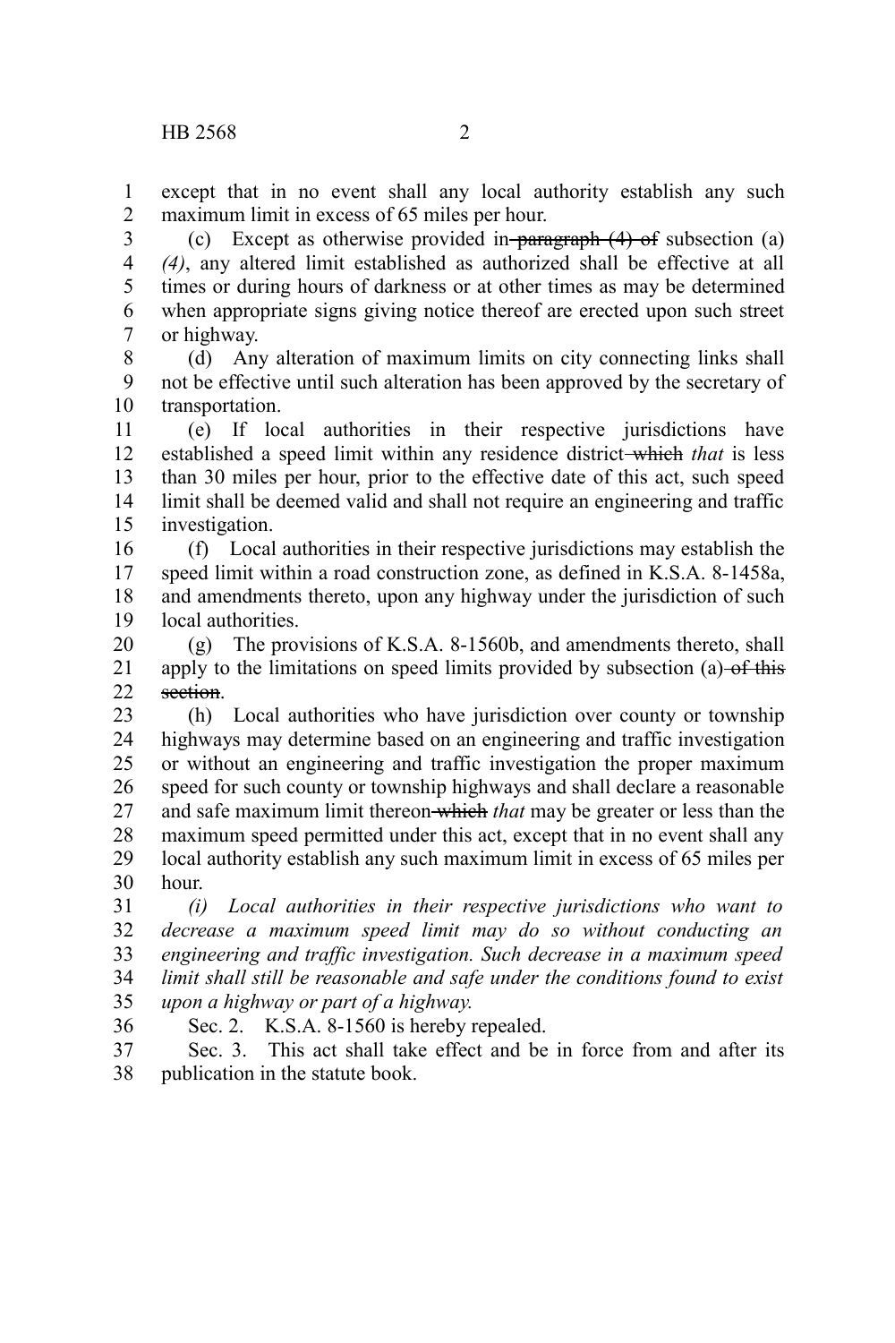except that in no event shall any local authority establish any such maximum limit in excess of 65 miles per hour.

(c) Except as otherwise provided in ~~paragraph (4) of~~ subsection (a) *(4)*, any altered limit established as authorized shall be effective at all times or during hours of darkness or at other times as may be determined when appropriate signs giving notice thereof are erected upon such street or highway.

(d) Any alteration of maximum limits on city connecting links shall not be effective until such alteration has been approved by the secretary of transportation.

(e) If local authorities in their respective jurisdictions have established a speed limit within any residence district ~~which~~ *that* is less than 30 miles per hour, prior to the effective date of this act, such speed limit shall be deemed valid and shall not require an engineering and traffic investigation.

(f) Local authorities in their respective jurisdictions may establish the speed limit within a road construction zone, as defined in K.S.A. 8-1458a, and amendments thereto, upon any highway under the jurisdiction of such local authorities.

(g) The provisions of K.S.A. 8-1560b, and amendments thereto, shall apply to the limitations on speed limits provided by subsection (a) ~~of this section~~.

(h) Local authorities who have jurisdiction over county or township highways may determine based on an engineering and traffic investigation or without an engineering and traffic investigation the proper maximum speed for such county or township highways and shall declare a reasonable and safe maximum limit thereon ~~which~~ *that* may be greater or less than the maximum speed permitted under this act, except that in no event shall any local authority establish any such maximum limit in excess of 65 miles per hour.

*(i) Local authorities in their respective jurisdictions who want to decrease a maximum speed limit may do so without conducting an engineering and traffic investigation. Such decrease in a maximum speed limit shall still be reasonable and safe under the conditions found to exist upon a highway or part of a highway.*

Sec. 2. K.S.A. 8-1560 is hereby repealed.

Sec. 3. This act shall take effect and be in force from and after its publication in the statute book.